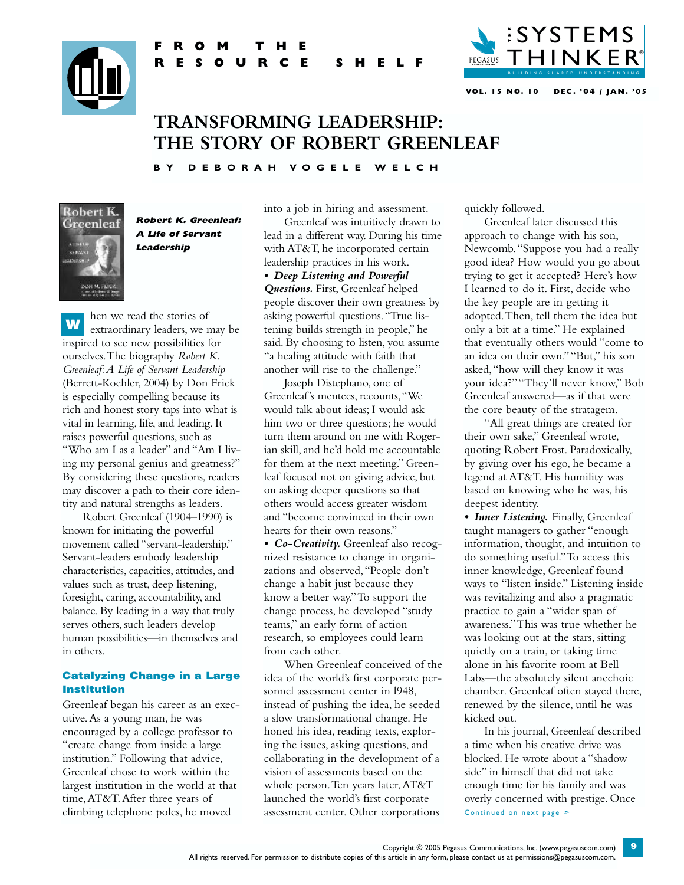FROM THE RESOURCE SHELF

# TRANSFORMING LEADERSHIP: THE STORY OF ROBERT GREENLEAF

BY DEBORAH VOGELE WELCH

***Robert K. Greenleaf: A Life of Servant Leadership***

When we read the stories of extraordinary leaders, we may be inspired to see new possibilities for ourselves. The biography *Robert K. Greenleaf: A Life of Servant Leadership* (Berrett-Koehler, 2004) by Don Frick is especially compelling because its rich and honest story taps into what is vital in learning, life, and leading. It raises powerful questions, such as "Who am I as a leader" and "Am I living my personal genius and greatness?" By considering these questions, readers may discover a path to their core identity and natural strengths as leaders.

Robert Greenleaf (1904–1990) is known for initiating the powerful movement called "servant-leadership." Servant-leaders embody leadership characteristics, capacities, attitudes, and values such as trust, deep listening, foresight, caring, accountability, and balance. By leading in a way that truly serves others, such leaders develop human possibilities—in themselves and in others.

## Catalyzing Change in a Large Institution

Greenleaf began his career as an executive. As a young man, he was encouraged by a college professor to "create change from inside a large institution." Following that advice, Greenleaf chose to work within the largest institution in the world at that time, AT&T. After three years of climbing telephone poles, he moved into a job in hiring and assessment.

Greenleaf was intuitively drawn to lead in a different way. During his time with AT&T, he incorporated certain leadership practices in his work.

- ***Deep Listening and Powerful Questions.*** First, Greenleaf helped people discover their own greatness by asking powerful questions. "True listening builds strength in people," he said. By choosing to listen, you assume "a healing attitude with faith that another will rise to the challenge."

Joseph Distephano, one of Greenleaf's mentees, recounts, "We would talk about ideas; I would ask him two or three questions; he would turn them around on me with Rogerian skill, and he'd hold me accountable for them at the next meeting." Greenleaf focused not on giving advice, but on asking deeper questions so that others would access greater wisdom and "become convinced in their own hearts for their own reasons."

- ***Co-Creativity.*** Greenleaf also recognized resistance to change in organizations and observed, "People don't change a habit just because they know a better way." To support the change process, he developed "study teams," an early form of action research, so employees could learn from each other.

When Greenleaf conceived of the idea of the world's first corporate personnel assessment center in 1948, instead of pushing the idea, he seeded a slow transformational change. He honed his idea, reading texts, exploring the issues, asking questions, and collaborating in the development of a vision of assessments based on the whole person. Ten years later, AT&T launched the world's first corporate assessment center. Other corporations quickly followed.

Greenleaf later discussed this approach to change with his son, Newcomb. "Suppose you had a really good idea? How would you go about trying to get it accepted? Here's how I learned to do it. First, decide who the key people are in getting it adopted. Then, tell them the idea but only a bit at a time." He explained that eventually others would "come to an idea on their own." "But," his son asked, "how will they know it was your idea?" "They'll never know," Bob Greenleaf answered—as if that were the core beauty of the stratagem.

"All great things are created for their own sake," Greenleaf wrote, quoting Robert Frost. Paradoxically, by giving over his ego, he became a legend at AT&T. His humility was based on knowing who he was, his deepest identity.

- ***Inner Listening.*** Finally, Greenleaf taught managers to gather "enough information, thought, and intuition to do something useful." To access this inner knowledge, Greenleaf found ways to "listen inside." Listening inside was revitalizing and also a pragmatic practice to gain a "wider span of awareness." This was true whether he was looking out at the stars, sitting quietly on a train, or taking time alone in his favorite room at Bell Labs—the absolutely silent anechoic chamber. Greenleaf often stayed there, renewed by the silence, until he was kicked out.

In his journal, Greenleaf described a time when his creative drive was blocked. He wrote about a "shadow side" in himself that did not take enough time for his family and was overly concerned with prestige. Once

Continued on next page >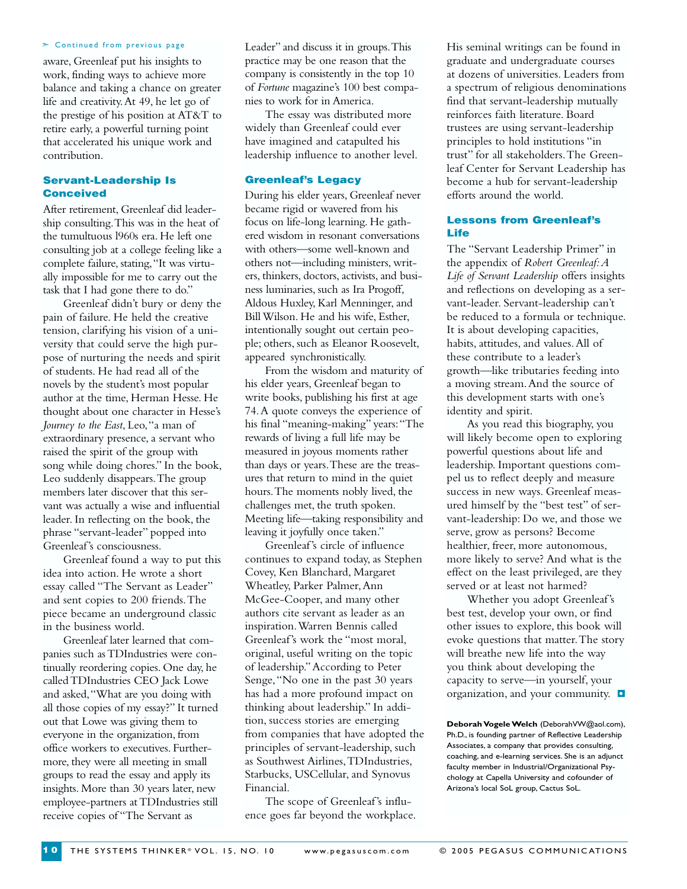➢ Continued from previous page

aware, Greenleaf put his insights to work, finding ways to achieve more balance and taking a chance on greater life and creativity. At 49, he let go of the prestige of his position at AT&T to retire early, a powerful turning point that accelerated his unique work and contribution.

### Servant-Leadership Is Conceived

After retirement, Greenleaf did leadership consulting. This was in the heat of the tumultuous 1960s era. He left one consulting job at a college feeling like a complete failure, stating, "It was virtually impossible for me to carry out the task that I had gone there to do."

Greenleaf didn't bury or deny the pain of failure. He held the creative tension, clarifying his vision of a university that could serve the high purpose of nurturing the needs and spirit of students. He had read all of the novels by the student's most popular author at the time, Herman Hesse. He thought about one character in Hesse's *Journey to the East*, Leo, "a man of extraordinary presence, a servant who raised the spirit of the group with song while doing chores." In the book, Leo suddenly disappears. The group members later discover that this servant was actually a wise and influential leader. In reflecting on the book, the phrase "servant-leader" popped into Greenleaf's consciousness.

Greenleaf found a way to put this idea into action. He wrote a short essay called "The Servant as Leader" and sent copies to 200 friends. The piece became an underground classic in the business world.

Greenleaf later learned that companies such as TDIndustries were continually reordering copies. One day, he called TDIndustries CEO Jack Lowe and asked, "What are you doing with all those copies of my essay?" It turned out that Lowe was giving them to everyone in the organization, from office workers to executives. Furthermore, they were all meeting in small groups to read the essay and apply its insights. More than 30 years later, new employee-partners at TDIndustries still receive copies of "The Servant as Leader" and discuss it in groups. This practice may be one reason that the company is consistently in the top 10 of *Fortune* magazine's 100 best companies to work for in America.

The essay was distributed more widely than Greenleaf could ever have imagined and catapulted his leadership influence to another level.

### Greenleaf's Legacy

During his elder years, Greenleaf never became rigid or wavered from his focus on life-long learning. He gathered wisdom in resonant conversations with others—some well-known and others not—including ministers, writers, thinkers, doctors, activists, and business luminaries, such as Ira Progoff, Aldous Huxley, Karl Menninger, and Bill Wilson. He and his wife, Esther, intentionally sought out certain people; others, such as Eleanor Roosevelt, appeared synchronistically.

From the wisdom and maturity of his elder years, Greenleaf began to write books, publishing his first at age 74. A quote conveys the experience of his final "meaning-making" years: "The rewards of living a full life may be measured in joyous moments rather than days or years. These are the treasures that return to mind in the quiet hours. The moments nobly lived, the challenges met, the truth spoken. Meeting life—taking responsibility and leaving it joyfully once taken."

Greenleaf's circle of influence continues to expand today, as Stephen Covey, Ken Blanchard, Margaret Wheatley, Parker Palmer, Ann McGee-Cooper, and many other authors cite servant as leader as an inspiration. Warren Bennis called Greenleaf's work the "most moral, original, useful writing on the topic of leadership." According to Peter Senge, "No one in the past 30 years has had a more profound impact on thinking about leadership." In addition, success stories are emerging from companies that have adopted the principles of servant-leadership, such as Southwest Airlines, TDIndustries, Starbucks, USCellular, and Synovus Financial.

The scope of Greenleaf's influence goes far beyond the workplace. His seminal writings can be found in graduate and undergraduate courses at dozens of universities. Leaders from a spectrum of religious denominations find that servant-leadership mutually reinforces faith literature. Board trustees are using servant-leadership principles to hold institutions "in trust" for all stakeholders. The Greenleaf Center for Servant Leadership has become a hub for servant-leadership efforts around the world.

### Lessons from Greenleaf's Life

The "Servant Leadership Primer" in the appendix of *Robert Greenleaf: A Life of Servant Leadership* offers insights and reflections on developing as a servant-leader. Servant-leadership can't be reduced to a formula or technique. It is about developing capacities, habits, attitudes, and values. All of these contribute to a leader's growth—like tributaries feeding into a moving stream. And the source of this development starts with one's identity and spirit.

As you read this biography, you will likely become open to exploring powerful questions about life and leadership. Important questions compel us to reflect deeply and measure success in new ways. Greenleaf measured himself by the "best test" of servant-leadership: Do we, and those we serve, grow as persons? Become healthier, freer, more autonomous, more likely to serve? And what is the effect on the least privileged, are they served or at least not harmed?

Whether you adopt Greenleaf's best test, develop your own, or find other issues to explore, this book will evoke questions that matter. The story will breathe new life into the way you think about developing the capacity to serve—in yourself, your organization, and your community. ■

**Deborah Vogele Welch** (DeborahVW@aol.com), Ph.D., is founding partner of Reflective Leadership Associates, a company that provides consulting, coaching, and e-learning services. She is an adjunct faculty member in Industrial/Organizational Psychology at Capella University and cofounder of Arizona's local SoL group, Cactus SoL.